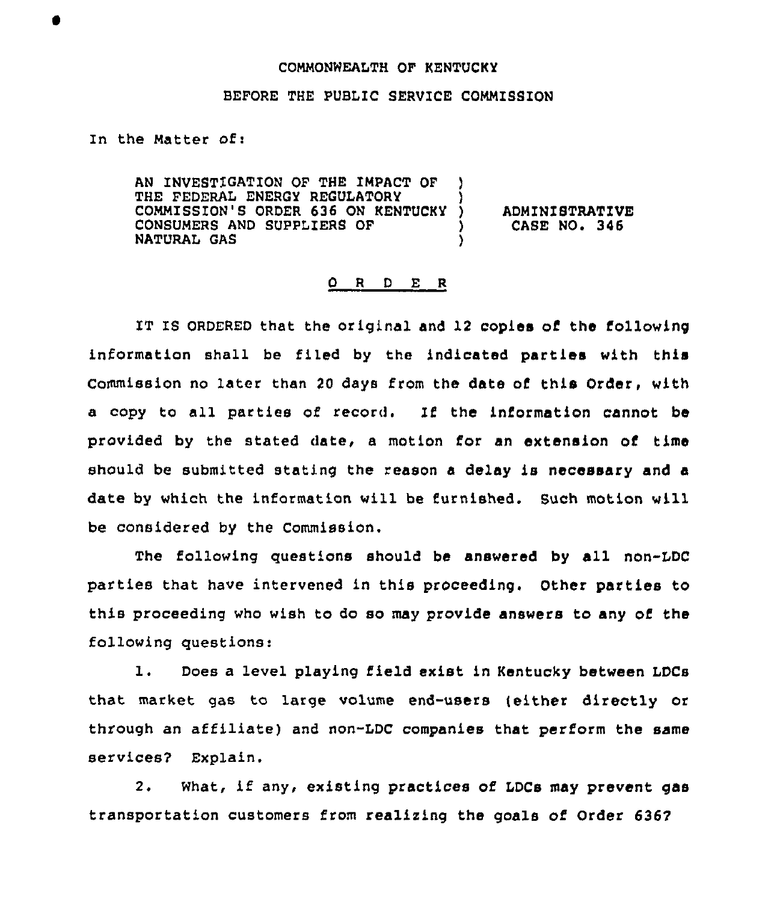COMMONWEALTH OF KENTUCKY

BEFORE THE PUBLIC SERVICE COMMISSION

In the Matter of:

| | |
|---|---|
| AN INVESTIGATION OF THE IMPACT OF THE FEDERAL ENERGY REGULATORY COMMISSION'S ORDER 636 ON KENTUCKY CONSUMERS AND SUPPLIERS OF NATURAL GAS | ADMINISTRATIVE CASE NO. 346 |

## O R D E R

IT IS ORDERED that the original and 12 copies of the following information shall be filed by the indicated parties with this Commission no later than 20 days from the date of this Order, with a copy to all parties of record. If the information cannot be provided by the stated date, a motion for an extension of time should be submitted stating the reason a delay is necessary and a date by which the information will be furnished. Such motion will be considered by the Commission.

The following questions should be answered by all non-LDC parties that have intervened in this proceeding. Other parties to this proceeding who wish to do so may provide answers to any of the following questions:

1. Does a level playing field exist in Kentucky between LDCs that market gas to large volume end-users (either directly or through an affiliate) and non-LDC companies that perform the same services? Explain.

2. What, if any, existing practices of LDCs may prevent gas transportation customers from realizing the goals of Order 636?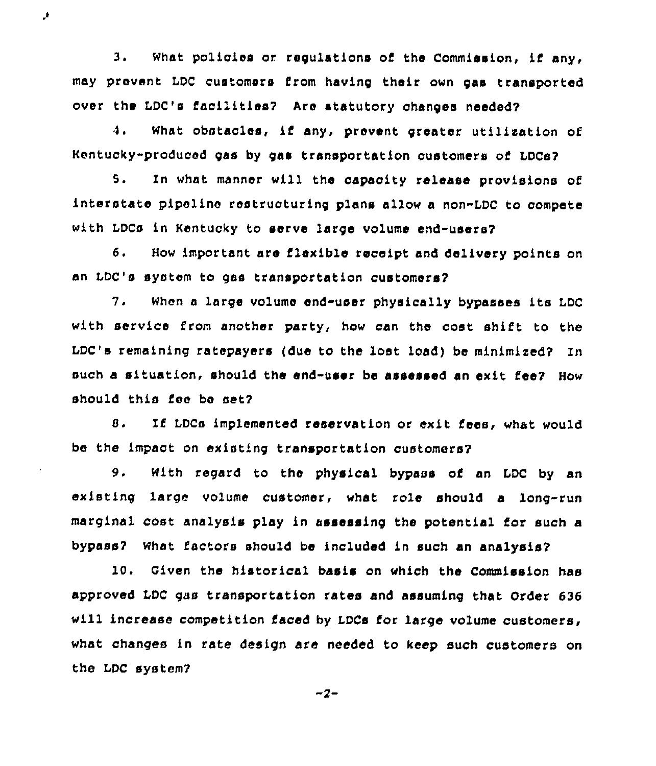3. What policies or regulations of the Commission, if any, may prevent LDC customers from having their own gas transported over the LDC's facilities? Are statutory changes needed?

4. What obstacles, if any, prevent greater utilization of Kentucky-produced gas by gas transportation customers of LDCs?

5. In what manner will the capacity release provisions of interstate pipeline restructuring plans allow a non-LDC to compete with LDCs in Kentucky to serve large volume end-users?

6. How important are flexible receipt and delivery points on an LDC's system to gas transportation customers?

7. When a large volume end-user physically bypasses its LDC with service from another party, how can the cost shift to the LDC's remaining ratepayers (due to the lost load) be minimized? In such a situation, should the end-user be assessed an exit fee? How should this fee be set?

8. If LDCs implemented reservation or exit fees, what would be the impact on existing transportation customers?

9. With regard to the physical bypass of an LDC by an existing large volume customer, what role should a long-run marginal cost analysis play in assessing the potential for such a bypass? What factors should be included in such an analysis?

10. Given the historical basis on which the Commission has approved LDC gas transportation rates and assuming that Order 636 will increase competition faced by LDCs for large volume customers, what changes in rate design are needed to keep such customers on the LDC system?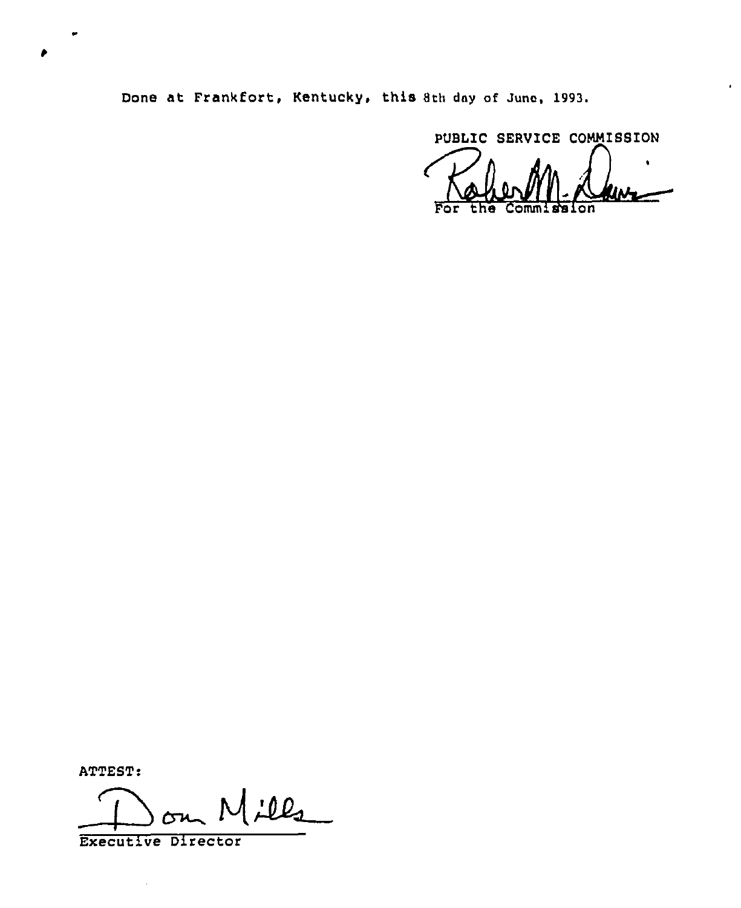Done at Frankfort, Kentucky, this 8th day of June, 1993.

PUBLIC SERVICE COMMISSION

For the Commission

ATTEST:

Executive Director